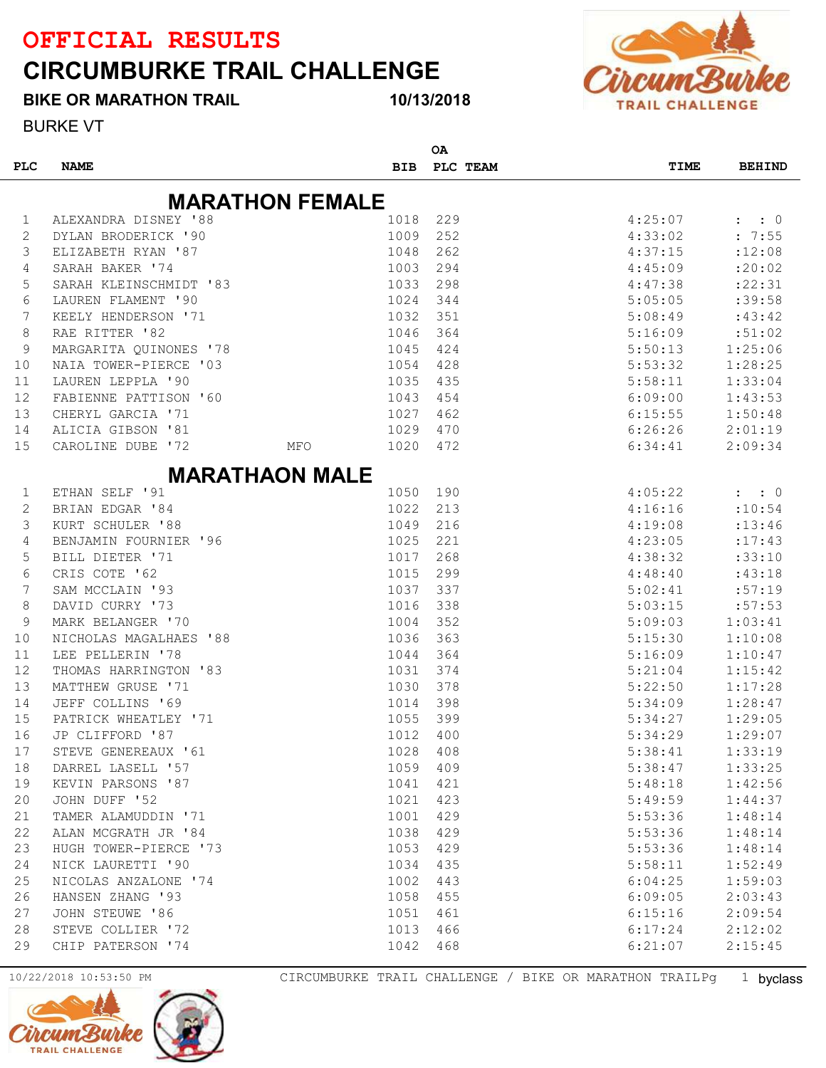# OFFICIAL RESULTS

# CIRCUMBURKE TRAIL CHALLENGE

**BIKE OR MARATHON TRAIL** **10/13/2018**

BURKE VT

## MARATHON FEMALE

| PLC | NAME | | BIB | OA PLC | TEAM | TIME | BEHIND |
|---|---|---|---|---|---|---|---|
| 1 | ALEXANDRA DISNEY '88 | | 1018 | 229 | | 4:25:07 | : : 0 |
| 2 | DYLAN BRODERICK '90 | | 1009 | 252 | | 4:33:02 | : 7:55 |
| 3 | ELIZABETH RYAN '87 | | 1048 | 262 | | 4:37:15 | :12:08 |
| 4 | SARAH BAKER '74 | | 1003 | 294 | | 4:45:09 | :20:02 |
| 5 | SARAH KLEINSCHMIDT '83 | | 1033 | 298 | | 4:47:38 | :22:31 |
| 6 | LAUREN FLAMENT '90 | | 1024 | 344 | | 5:05:05 | :39:58 |
| 7 | KEELY HENDERSON '71 | | 1032 | 351 | | 5:08:49 | :43:42 |
| 8 | RAE RITTER '82 | | 1046 | 364 | | 5:16:09 | :51:02 |
| 9 | MARGARITA QUINONES '78 | | 1045 | 424 | | 5:50:13 | 1:25:06 |
| 10 | NAIA TOWER-PIERCE '03 | | 1054 | 428 | | 5:53:32 | 1:28:25 |
| 11 | LAUREN LEPPLA '90 | | 1035 | 435 | | 5:58:11 | 1:33:04 |
| 12 | FABIENNE PATTISON '60 | | 1043 | 454 | | 6:09:00 | 1:43:53 |
| 13 | CHERYL GARCIA '71 | | 1027 | 462 | | 6:15:55 | 1:50:48 |
| 14 | ALICIA GIBSON '81 | | 1029 | 470 | | 6:26:26 | 2:01:19 |
| 15 | CAROLINE DUBE '72 | MFO | 1020 | 472 | | 6:34:41 | 2:09:34 |

## MARATHAON MALE

| PLC | NAME | BIB | OA PLC | TEAM | TIME | BEHIND |
|---|---|---|---|---|---|---|
| 1 | ETHAN SELF '91 | 1050 | 190 | | 4:05:22 | : : 0 |
| 2 | BRIAN EDGAR '84 | 1022 | 213 | | 4:16:16 | :10:54 |
| 3 | KURT SCHULER '88 | 1049 | 216 | | 4:19:08 | :13:46 |
| 4 | BENJAMIN FOURNIER '96 | 1025 | 221 | | 4:23:05 | :17:43 |
| 5 | BILL DIETER '71 | 1017 | 268 | | 4:38:32 | :33:10 |
| 6 | CRIS COTE '62 | 1015 | 299 | | 4:48:40 | :43:18 |
| 7 | SAM MCCLAIN '93 | 1037 | 337 | | 5:02:41 | :57:19 |
| 8 | DAVID CURRY '73 | 1016 | 338 | | 5:03:15 | :57:53 |
| 9 | MARK BELANGER '70 | 1004 | 352 | | 5:09:03 | 1:03:41 |
| 10 | NICHOLAS MAGALHAES '88 | 1036 | 363 | | 5:15:30 | 1:10:08 |
| 11 | LEE PELLERIN '78 | 1044 | 364 | | 5:16:09 | 1:10:47 |
| 12 | THOMAS HARRINGTON '83 | 1031 | 374 | | 5:21:04 | 1:15:42 |
| 13 | MATTHEW GRUSE '71 | 1030 | 378 | | 5:22:50 | 1:17:28 |
| 14 | JEFF COLLINS '69 | 1014 | 398 | | 5:34:09 | 1:28:47 |
| 15 | PATRICK WHEATLEY '71 | 1055 | 399 | | 5:34:27 | 1:29:05 |
| 16 | JP CLIFFORD '87 | 1012 | 400 | | 5:34:29 | 1:29:07 |
| 17 | STEVE GENEREAUX '61 | 1028 | 408 | | 5:38:41 | 1:33:19 |
| 18 | DARREL LASELL '57 | 1059 | 409 | | 5:38:47 | 1:33:25 |
| 19 | KEVIN PARSONS '87 | 1041 | 421 | | 5:48:18 | 1:42:56 |
| 20 | JOHN DUFF '52 | 1021 | 423 | | 5:49:59 | 1:44:37 |
| 21 | TAMER ALAMUDDIN '71 | 1001 | 429 | | 5:53:36 | 1:48:14 |
| 22 | ALAN MCGRATH JR '84 | 1038 | 429 | | 5:53:36 | 1:48:14 |
| 23 | HUGH TOWER-PIERCE '73 | 1053 | 429 | | 5:53:36 | 1:48:14 |
| 24 | NICK LAURETTI '90 | 1034 | 435 | | 5:58:11 | 1:52:49 |
| 25 | NICOLAS ANZALONE '74 | 1002 | 443 | | 6:04:25 | 1:59:03 |
| 26 | HANSEN ZHANG '93 | 1058 | 455 | | 6:09:05 | 2:03:43 |
| 27 | JOHN STEUWE '86 | 1051 | 461 | | 6:15:16 | 2:09:54 |
| 28 | STEVE COLLIER '72 | 1013 | 466 | | 6:17:24 | 2:12:02 |
| 29 | CHIP PATERSON '74 | 1042 | 468 | | 6:21:07 | 2:15:45 |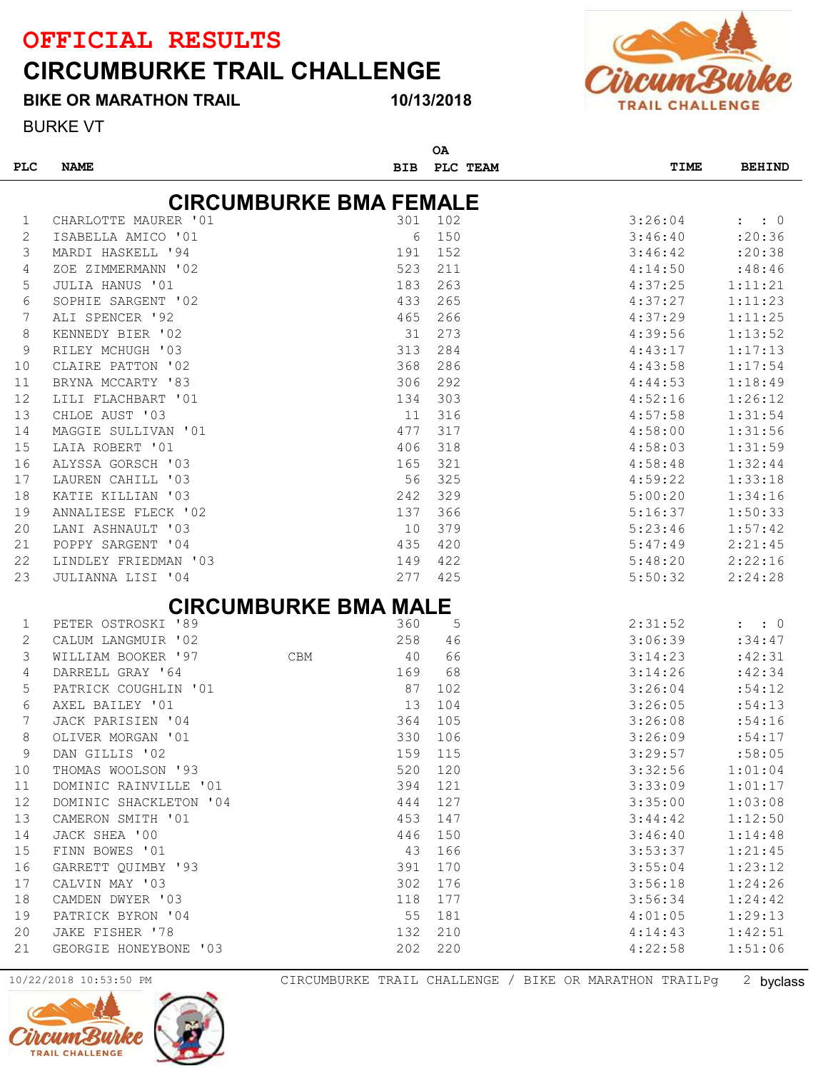# OFFICIAL RESULTS

## CIRCUMBURKE TRAIL CHALLENGE

**BIKE OR MARATHON TRAIL** **10/13/2018**

BURKE VT

### CIRCUMBURKE BMA FEMALE

| PLC | NAME | BIB | OA PLC | TEAM | TIME | BEHIND |
|---|---|---|---|---|---|---|
| 1 | CHARLOTTE MAURER '01 | 301 | 102 | | 3:26:04 | : : 0 |
| 2 | ISABELLA AMICO '01 | 6 | 150 | | 3:46:40 | :20:36 |
| 3 | MARDI HASKELL '94 | 191 | 152 | | 3:46:42 | :20:38 |
| 4 | ZOE ZIMMERMANN '02 | 523 | 211 | | 4:14:50 | :48:46 |
| 5 | JULIA HANUS '01 | 183 | 263 | | 4:37:25 | 1:11:21 |
| 6 | SOPHIE SARGENT '02 | 433 | 265 | | 4:37:27 | 1:11:23 |
| 7 | ALI SPENCER '92 | 465 | 266 | | 4:37:29 | 1:11:25 |
| 8 | KENNEDY BIER '02 | 31 | 273 | | 4:39:56 | 1:13:52 |
| 9 | RILEY MCHUGH '03 | 313 | 284 | | 4:43:17 | 1:17:13 |
| 10 | CLAIRE PATTON '02 | 368 | 286 | | 4:43:58 | 1:17:54 |
| 11 | BRYNA MCCARTY '83 | 306 | 292 | | 4:44:53 | 1:18:49 |
| 12 | LILI FLACHBART '01 | 134 | 303 | | 4:52:16 | 1:26:12 |
| 13 | CHLOE AUST '03 | 11 | 316 | | 4:57:58 | 1:31:54 |
| 14 | MAGGIE SULLIVAN '01 | 477 | 317 | | 4:58:00 | 1:31:56 |
| 15 | LAIA ROBERT '01 | 406 | 318 | | 4:58:03 | 1:31:59 |
| 16 | ALYSSA GORSCH '03 | 165 | 321 | | 4:58:48 | 1:32:44 |
| 17 | LAUREN CAHILL '03 | 56 | 325 | | 4:59:22 | 1:33:18 |
| 18 | KATIE KILLIAN '03 | 242 | 329 | | 5:00:20 | 1:34:16 |
| 19 | ANNALIESE FLECK '02 | 137 | 366 | | 5:16:37 | 1:50:33 |
| 20 | LANI ASHNAULT '03 | 10 | 379 | | 5:23:46 | 1:57:42 |
| 21 | POPPY SARGENT '04 | 435 | 420 | | 5:47:49 | 2:21:45 |
| 22 | LINDLEY FRIEDMAN '03 | 149 | 422 | | 5:48:20 | 2:22:16 |
| 23 | JULIANNA LISI '04 | 277 | 425 | | 5:50:32 | 2:24:28 |

### CIRCUMBURKE BMA MALE

| PLC | NAME | BIB | OA PLC | TEAM | TIME | BEHIND |
|---|---|---|---|---|---|---|
| 1 | PETER OSTROSKI '89 | 360 | 5 | | 2:31:52 | : : 0 |
| 2 | CALUM LANGMUIR '02 | 258 | 46 | | 3:06:39 | :34:47 |
| 3 | WILLIAM BOOKER '97 | 40 | 66 | CBM | 3:14:23 | :42:31 |
| 4 | DARRELL GRAY '64 | 169 | 68 | | 3:14:26 | :42:34 |
| 5 | PATRICK COUGHLIN '01 | 87 | 102 | | 3:26:04 | :54:12 |
| 6 | AXEL BAILEY '01 | 13 | 104 | | 3:26:05 | :54:13 |
| 7 | JACK PARISIEN '04 | 364 | 105 | | 3:26:08 | :54:16 |
| 8 | OLIVER MORGAN '01 | 330 | 106 | | 3:26:09 | :54:17 |
| 9 | DAN GILLIS '02 | 159 | 115 | | 3:29:57 | :58:05 |
| 10 | THOMAS WOOLSON '93 | 520 | 120 | | 3:32:56 | 1:01:04 |
| 11 | DOMINIC RAINVILLE '01 | 394 | 121 | | 3:33:09 | 1:01:17 |
| 12 | DOMINIC SHACKLETON '04 | 444 | 127 | | 3:35:00 | 1:03:08 |
| 13 | CAMERON SMITH '01 | 453 | 147 | | 3:44:42 | 1:12:50 |
| 14 | JACK SHEA '00 | 446 | 150 | | 3:46:40 | 1:14:48 |
| 15 | FINN BOWES '01 | 43 | 166 | | 3:53:37 | 1:21:45 |
| 16 | GARRETT QUIMBY '93 | 391 | 170 | | 3:55:04 | 1:23:12 |
| 17 | CALVIN MAY '03 | 302 | 176 | | 3:56:18 | 1:24:26 |
| 18 | CAMDEN DWYER '03 | 118 | 177 | | 3:56:34 | 1:24:42 |
| 19 | PATRICK BYRON '04 | 55 | 181 | | 4:01:05 | 1:29:13 |
| 20 | JAKE FISHER '78 | 132 | 210 | | 4:14:43 | 1:42:51 |
| 21 | GEORGIE HONEYBONE '03 | 202 | 220 | | 4:22:58 | 1:51:06 |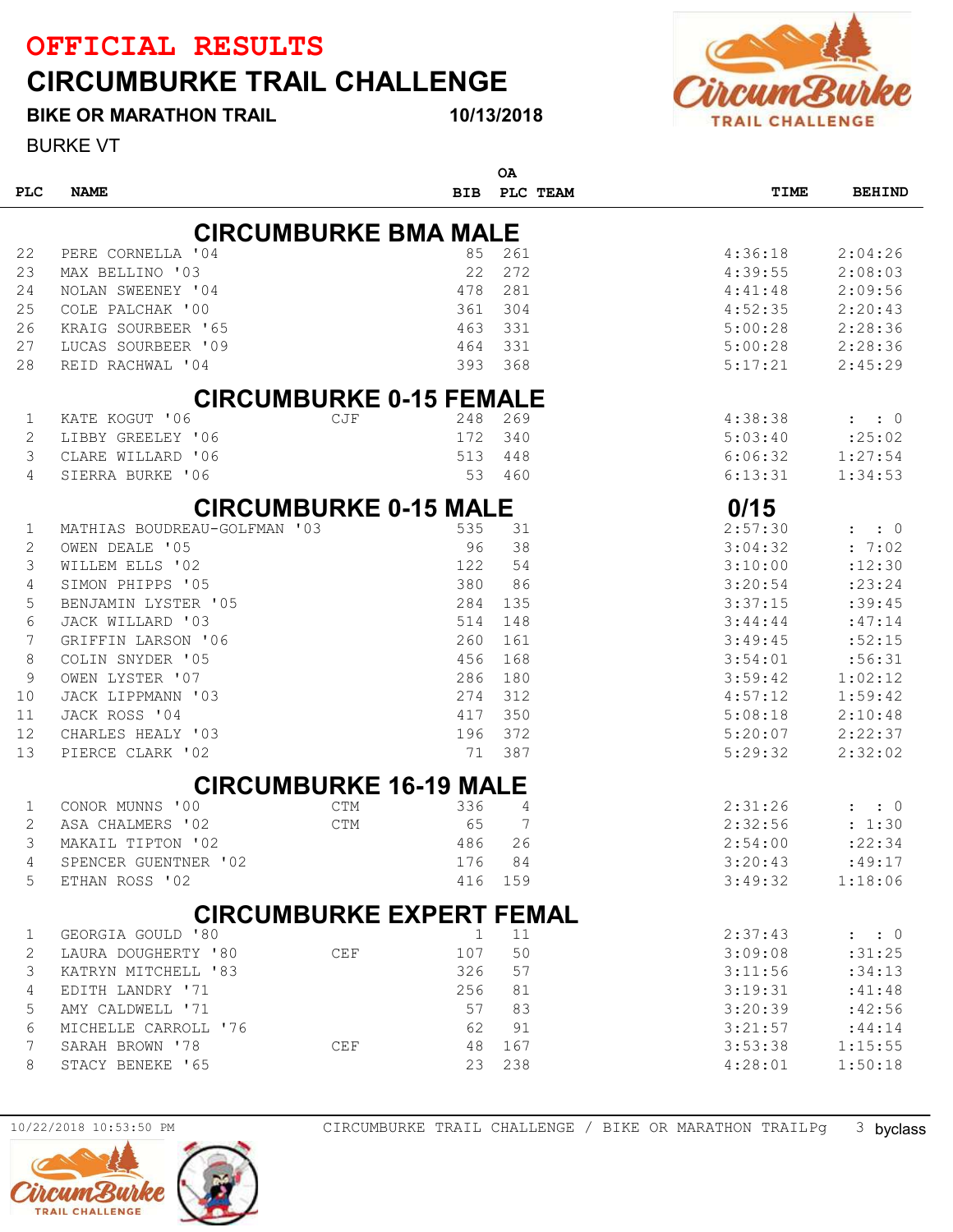# OFFICIAL RESULTS

# CIRCUMBURKE TRAIL CHALLENGE

**BIKE OR MARATHON TRAIL** **10/13/2018**

BURKE VT

| PLC | NAME | | BIB | OA PLC | TEAM | TIME | BEHIND |
|---|---|---|---|---|---|---|---|
| | **CIRCUMBURKE BMA MALE** | | | | | | |
| 22 | PERE CORNELLA '04 | | 85 | 261 | | 4:36:18 | 2:04:26 |
| 23 | MAX BELLINO '03 | | 22 | 272 | | 4:39:55 | 2:08:03 |
| 24 | NOLAN SWEENEY '04 | | 478 | 281 | | 4:41:48 | 2:09:56 |
| 25 | COLE PALCHAK '00 | | 361 | 304 | | 4:52:35 | 2:20:43 |
| 26 | KRAIG SOURBEER '65 | | 463 | 331 | | 5:00:28 | 2:28:36 |
| 27 | LUCAS SOURBEER '09 | | 464 | 331 | | 5:00:28 | 2:28:36 |
| 28 | REID RACHWAL '04 | | 393 | 368 | | 5:17:21 | 2:45:29 |
| | **CIRCUMBURKE 0-15 FEMALE** | | | | | | |
| 1 | KATE KOGUT '06 | CJF | 248 | 269 | | 4:38:38 | : : 0 |
| 2 | LIBBY GREELEY '06 | | 172 | 340 | | 5:03:40 | :25:02 |
| 3 | CLARE WILLARD '06 | | 513 | 448 | | 6:06:32 | 1:27:54 |
| 4 | SIERRA BURKE '06 | | 53 | 460 | | 6:13:31 | 1:34:53 |
| | **CIRCUMBURKE 0-15 MALE** | | | | | **0/15** | |
| 1 | MATHIAS BOUDREAU-GOLFMAN '03 | | 535 | 31 | | 2:57:30 | : : 0 |
| 2 | OWEN DEALE '05 | | 96 | 38 | | 3:04:32 | : 7:02 |
| 3 | WILLEM ELLS '02 | | 122 | 54 | | 3:10:00 | :12:30 |
| 4 | SIMON PHIPPS '05 | | 380 | 86 | | 3:20:54 | :23:24 |
| 5 | BENJAMIN LYSTER '05 | | 284 | 135 | | 3:37:15 | :39:45 |
| 6 | JACK WILLARD '03 | | 514 | 148 | | 3:44:44 | :47:14 |
| 7 | GRIFFIN LARSON '06 | | 260 | 161 | | 3:49:45 | :52:15 |
| 8 | COLIN SNYDER '05 | | 456 | 168 | | 3:54:01 | :56:31 |
| 9 | OWEN LYSTER '07 | | 286 | 180 | | 3:59:42 | 1:02:12 |
| 10 | JACK LIPPMANN '03 | | 274 | 312 | | 4:57:12 | 1:59:42 |
| 11 | JACK ROSS '04 | | 417 | 350 | | 5:08:18 | 2:10:48 |
| 12 | CHARLES HEALY '03 | | 196 | 372 | | 5:20:07 | 2:22:37 |
| 13 | PIERCE CLARK '02 | | 71 | 387 | | 5:29:32 | 2:32:02 |
| | **CIRCUMBURKE 16-19 MALE** | | | | | | |
| 1 | CONOR MUNNS '00 | CTM | 336 | 4 | | 2:31:26 | : : 0 |
| 2 | ASA CHALMERS '02 | CTM | 65 | 7 | | 2:32:56 | : 1:30 |
| 3 | MAKAIL TIPTON '02 | | 486 | 26 | | 2:54:00 | :22:34 |
| 4 | SPENCER GUENTNER '02 | | 176 | 84 | | 3:20:43 | :49:17 |
| 5 | ETHAN ROSS '02 | | 416 | 159 | | 3:49:32 | 1:18:06 |
| | **CIRCUMBURKE EXPERT FEMAL** | | | | | | |
| 1 | GEORGIA GOULD '80 | | 1 | 11 | | 2:37:43 | : : 0 |
| 2 | LAURA DOUGHERTY '80 | CEF | 107 | 50 | | 3:09:08 | :31:25 |
| 3 | KATRYN MITCHELL '83 | | 326 | 57 | | 3:11:56 | :34:13 |
| 4 | EDITH LANDRY '71 | | 256 | 81 | | 3:19:31 | :41:48 |
| 5 | AMY CALDWELL '71 | | 57 | 83 | | 3:20:39 | :42:56 |
| 6 | MICHELLE CARROLL '76 | | 62 | 91 | | 3:21:57 | :44:14 |
| 7 | SARAH BROWN '78 | CEF | 48 | 167 | | 3:53:38 | 1:15:55 |
| 8 | STACY BENEKE '65 | | 23 | 238 | | 4:28:01 | 1:50:18 |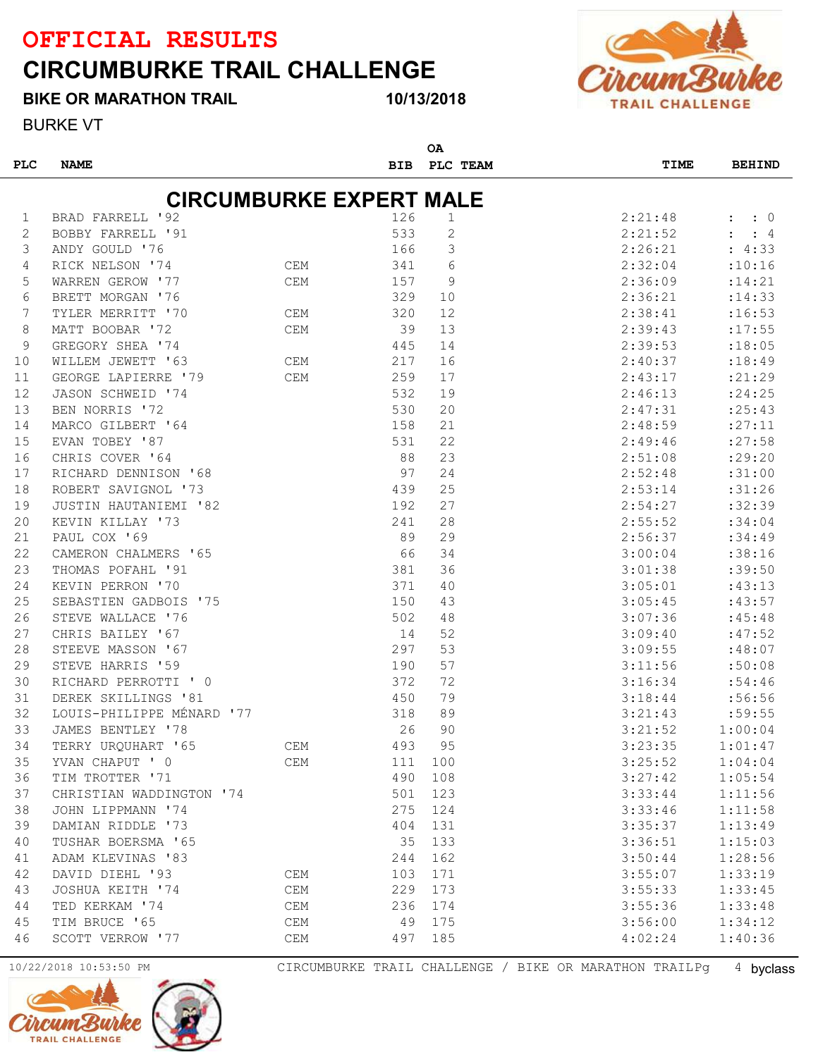# OFFICIAL RESULTS

# CIRCUMBURKE TRAIL CHALLENGE

**BIKE OR MARATHON TRAIL** 10/13/2018

BURKE VT

## CIRCUMBURKE EXPERT MALE

| PLC | NAME | | BIB | OA PLC | TEAM | TIME | BEHIND |
|---|---|---|---|---|---|---|---|
| 1 | BRAD FARRELL '92 | | 126 | 1 | | 2:21:48 | : : 0 |
| 2 | BOBBY FARRELL '91 | | 533 | 2 | | 2:21:52 | : : 4 |
| 3 | ANDY GOULD '76 | | 166 | 3 | | 2:26:21 | : 4:33 |
| 4 | RICK NELSON '74 | CEM | 341 | 6 | | 2:32:04 | :10:16 |
| 5 | WARREN GEROW '77 | CEM | 157 | 9 | | 2:36:09 | :14:21 |
| 6 | BRETT MORGAN '76 | | 329 | 10 | | 2:36:21 | :14:33 |
| 7 | TYLER MERRITT '70 | CEM | 320 | 12 | | 2:38:41 | :16:53 |
| 8 | MATT BOOBAR '72 | CEM | 39 | 13 | | 2:39:43 | :17:55 |
| 9 | GREGORY SHEA '74 | | 445 | 14 | | 2:39:53 | :18:05 |
| 10 | WILLEM JEWETT '63 | CEM | 217 | 16 | | 2:40:37 | :18:49 |
| 11 | GEORGE LAPIERRE '79 | CEM | 259 | 17 | | 2:43:17 | :21:29 |
| 12 | JASON SCHWEID '74 | | 532 | 19 | | 2:46:13 | :24:25 |
| 13 | BEN NORRIS '72 | | 530 | 20 | | 2:47:31 | :25:43 |
| 14 | MARCO GILBERT '64 | | 158 | 21 | | 2:48:59 | :27:11 |
| 15 | EVAN TOBEY '87 | | 531 | 22 | | 2:49:46 | :27:58 |
| 16 | CHRIS COVER '64 | | 88 | 23 | | 2:51:08 | :29:20 |
| 17 | RICHARD DENNISON '68 | | 97 | 24 | | 2:52:48 | :31:00 |
| 18 | ROBERT SAVIGNOL '73 | | 439 | 25 | | 2:53:14 | :31:26 |
| 19 | JUSTIN HAUTANIEMI '82 | | 192 | 27 | | 2:54:27 | :32:39 |
| 20 | KEVIN KILLAY '73 | | 241 | 28 | | 2:55:52 | :34:04 |
| 21 | PAUL COX '69 | | 89 | 29 | | 2:56:37 | :34:49 |
| 22 | CAMERON CHALMERS '65 | | 66 | 34 | | 3:00:04 | :38:16 |
| 23 | THOMAS POFAHL '91 | | 381 | 36 | | 3:01:38 | :39:50 |
| 24 | KEVIN PERRON '70 | | 371 | 40 | | 3:05:01 | :43:13 |
| 25 | SEBASTIEN GADBOIS '75 | | 150 | 43 | | 3:05:45 | :43:57 |
| 26 | STEVE WALLACE '76 | | 502 | 48 | | 3:07:36 | :45:48 |
| 27 | CHRIS BAILEY '67 | | 14 | 52 | | 3:09:40 | :47:52 |
| 28 | STEEVE MASSON '67 | | 297 | 53 | | 3:09:55 | :48:07 |
| 29 | STEVE HARRIS '59 | | 190 | 57 | | 3:11:56 | :50:08 |
| 30 | RICHARD PERROTTI ' 0 | | 372 | 72 | | 3:16:34 | :54:46 |
| 31 | DEREK SKILLINGS '81 | | 450 | 79 | | 3:18:44 | :56:56 |
| 32 | LOUIS-PHILIPPE MÉNARD '77 | | 318 | 89 | | 3:21:43 | :59:55 |
| 33 | JAMES BENTLEY '78 | | 26 | 90 | | 3:21:52 | 1:00:04 |
| 34 | TERRY URQUHART '65 | CEM | 493 | 95 | | 3:23:35 | 1:01:47 |
| 35 | YVAN CHAPUT ' 0 | CEM | 111 | 100 | | 3:25:52 | 1:04:04 |
| 36 | TIM TROTTER '71 | | 490 | 108 | | 3:27:42 | 1:05:54 |
| 37 | CHRISTIAN WADDINGTON '74 | | 501 | 123 | | 3:33:44 | 1:11:56 |
| 38 | JOHN LIPPMANN '74 | | 275 | 124 | | 3:33:46 | 1:11:58 |
| 39 | DAMIAN RIDDLE '73 | | 404 | 131 | | 3:35:37 | 1:13:49 |
| 40 | TUSHAR BOERSMA '65 | | 35 | 133 | | 3:36:51 | 1:15:03 |
| 41 | ADAM KLEVINAS '83 | | 244 | 162 | | 3:50:44 | 1:28:56 |
| 42 | DAVID DIEHL '93 | CEM | 103 | 171 | | 3:55:07 | 1:33:19 |
| 43 | JOSHUA KEITH '74 | CEM | 229 | 173 | | 3:55:33 | 1:33:45 |
| 44 | TED KERKAM '74 | CEM | 236 | 174 | | 3:55:36 | 1:33:48 |
| 45 | TIM BRUCE '65 | CEM | 49 | 175 | | 3:56:00 | 1:34:12 |
| 46 | SCOTT VERROW '77 | CEM | 497 | 185 | | 4:02:24 | 1:40:36 |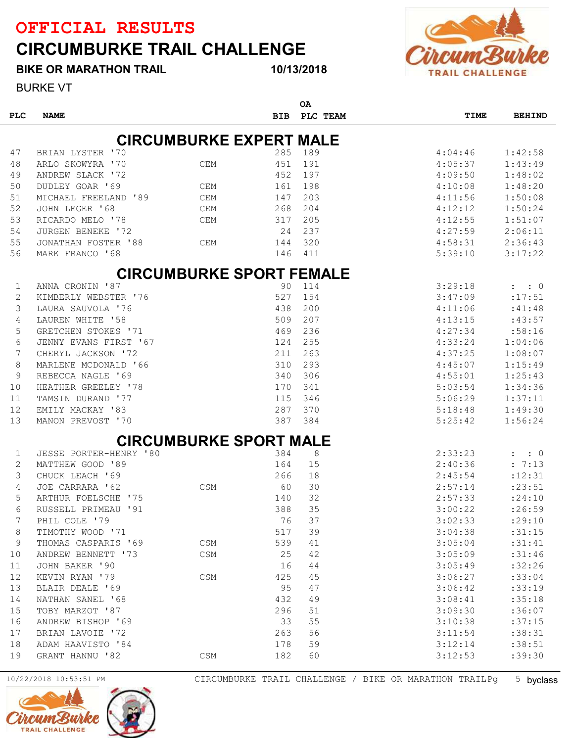# OFFICIAL RESULTS

## CIRCUMBURKE TRAIL CHALLENGE

**BIKE OR MARATHON TRAIL** **10/13/2018**

BURKE VT

### CIRCUMBURKE EXPERT MALE

| PLC | NAME | | BIB | OA PLC | TEAM | TIME | BEHIND |
|---|---|---|---|---|---|---|---|
| 47 | BRIAN LYSTER '70 | | 285 | 189 | | 4:04:46 | 1:42:58 |
| 48 | ARLO SKOWYRA '70 | CEM | 451 | 191 | | 4:05:37 | 1:43:49 |
| 49 | ANDREW SLACK '72 | | 452 | 197 | | 4:09:50 | 1:48:02 |
| 50 | DUDLEY GOAR '69 | CEM | 161 | 198 | | 4:10:08 | 1:48:20 |
| 51 | MICHAEL FREELAND '89 | CEM | 147 | 203 | | 4:11:56 | 1:50:08 |
| 52 | JOHN LEGER '68 | CEM | 268 | 204 | | 4:12:12 | 1:50:24 |
| 53 | RICARDO MELO '78 | CEM | 317 | 205 | | 4:12:55 | 1:51:07 |
| 54 | JURGEN BENEKE '72 | | 24 | 237 | | 4:27:59 | 2:06:11 |
| 55 | JONATHAN FOSTER '88 | CEM | 144 | 320 | | 4:58:31 | 2:36:43 |
| 56 | MARK FRANCO '68 | | 146 | 411 | | 5:39:10 | 3:17:22 |

### CIRCUMBURKE SPORT FEMALE

| PLC | NAME | | BIB | OA PLC | TEAM | TIME | BEHIND |
|---|---|---|---|---|---|---|---|
| 1 | ANNA CRONIN '87 | | 90 | 114 | | 3:29:18 | : : 0 |
| 2 | KIMBERLY WEBSTER '76 | | 527 | 154 | | 3:47:09 | :17:51 |
| 3 | LAURA SAUVOLA '76 | | 438 | 200 | | 4:11:06 | :41:48 |
| 4 | LAUREN WHITE '58 | | 509 | 207 | | 4:13:15 | :43:57 |
| 5 | GRETCHEN STOKES '71 | | 469 | 236 | | 4:27:34 | :58:16 |
| 6 | JENNY EVANS FIRST '67 | | 124 | 255 | | 4:33:24 | 1:04:06 |
| 7 | CHERYL JACKSON '72 | | 211 | 263 | | 4:37:25 | 1:08:07 |
| 8 | MARLENE MCDONALD '66 | | 310 | 293 | | 4:45:07 | 1:15:49 |
| 9 | REBECCA NAGLE '69 | | 340 | 306 | | 4:55:01 | 1:25:43 |
| 10 | HEATHER GREELEY '78 | | 170 | 341 | | 5:03:54 | 1:34:36 |
| 11 | TAMSIN DURAND '77 | | 115 | 346 | | 5:06:29 | 1:37:11 |
| 12 | EMILY MACKAY '83 | | 287 | 370 | | 5:18:48 | 1:49:30 |
| 13 | MANON PREVOST '70 | | 387 | 384 | | 5:25:42 | 1:56:24 |

### CIRCUMBURKE SPORT MALE

| PLC | NAME | | BIB | OA PLC | TEAM | TIME | BEHIND |
|---|---|---|---|---|---|---|---|
| 1 | JESSE PORTER-HENRY '80 | | 384 | 8 | | 2:33:23 | : : 0 |
| 2 | MATTHEW GOOD '89 | | 164 | 15 | | 2:40:36 | : 7:13 |
| 3 | CHUCK LEACH '69 | | 266 | 18 | | 2:45:54 | :12:31 |
| 4 | JOE CARRARA '62 | CSM | 60 | 30 | | 2:57:14 | :23:51 |
| 5 | ARTHUR FOELSCHE '75 | | 140 | 32 | | 2:57:33 | :24:10 |
| 6 | RUSSELL PRIMEAU '91 | | 388 | 35 | | 3:00:22 | :26:59 |
| 7 | PHIL COLE '79 | | 76 | 37 | | 3:02:33 | :29:10 |
| 8 | TIMOTHY WOOD '71 | | 517 | 39 | | 3:04:38 | :31:15 |
| 9 | THOMAS CASPARIS '69 | CSM | 539 | 41 | | 3:05:04 | :31:41 |
| 10 | ANDREW BENNETT '73 | CSM | 25 | 42 | | 3:05:09 | :31:46 |
| 11 | JOHN BAKER '90 | | 16 | 44 | | 3:05:49 | :32:26 |
| 12 | KEVIN RYAN '79 | CSM | 425 | 45 | | 3:06:27 | :33:04 |
| 13 | BLAIR DEALE '69 | | 95 | 47 | | 3:06:42 | :33:19 |
| 14 | NATHAN SANEL '68 | | 432 | 49 | | 3:08:41 | :35:18 |
| 15 | TOBY MARZOT '87 | | 296 | 51 | | 3:09:30 | :36:07 |
| 16 | ANDREW BISHOP '69 | | 33 | 55 | | 3:10:38 | :37:15 |
| 17 | BRIAN LAVOIE '72 | | 263 | 56 | | 3:11:54 | :38:31 |
| 18 | ADAM HAAVISTO '84 | | 178 | 59 | | 3:12:14 | :38:51 |
| 19 | GRANT HANNU '82 | CSM | 182 | 60 | | 3:12:53 | :39:30 |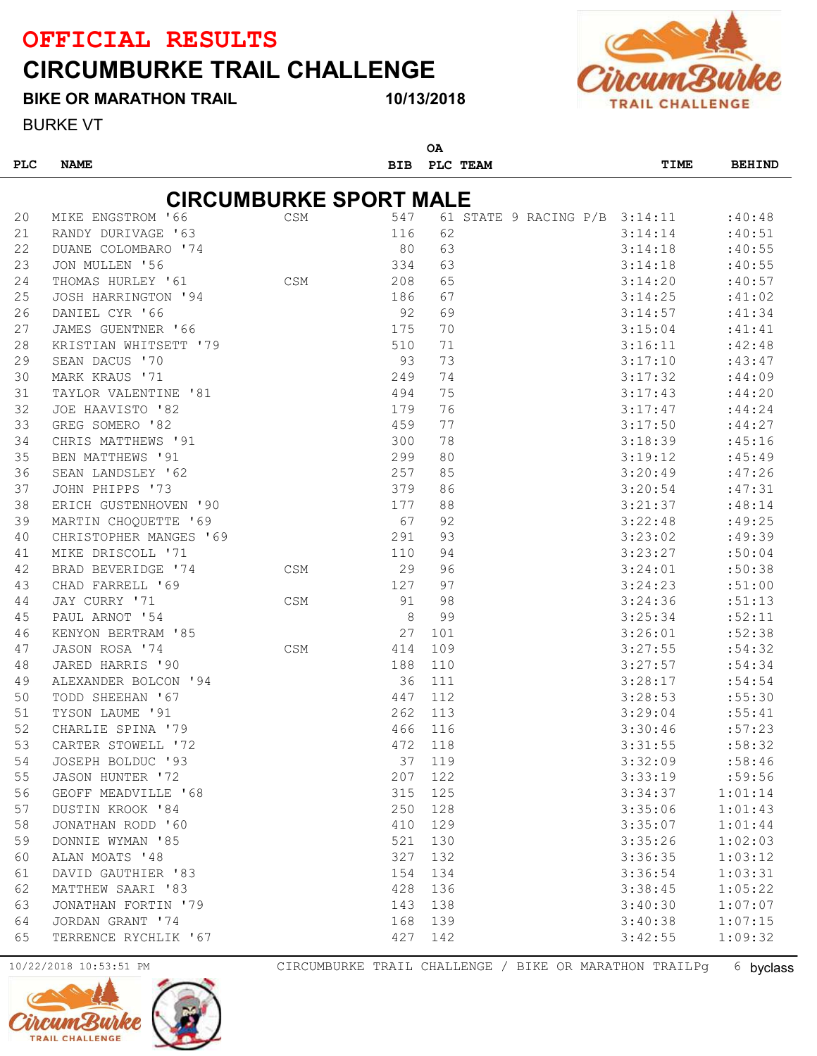# OFFICIAL RESULTS

# CIRCUMBURKE TRAIL CHALLENGE

**BIKE OR MARATHON TRAIL** **10/13/2018**

BURKE VT

## CIRCUMBURKE SPORT MALE

| PLC | NAME | | BIB | OA PLC | TEAM | TIME | BEHIND |
|---|---|---|---|---|---|---|---|
| 20 | MIKE ENGSTROM '66 | CSM | 547 | 61 | STATE 9 RACING P/B | 3:14:11 | :40:48 |
| 21 | RANDY DURIVAGE '63 | | 116 | 62 | | 3:14:14 | :40:51 |
| 22 | DUANE COLOMBARO '74 | | 80 | 63 | | 3:14:18 | :40:55 |
| 23 | JON MULLEN '56 | | 334 | 63 | | 3:14:18 | :40:55 |
| 24 | THOMAS HURLEY '61 | CSM | 208 | 65 | | 3:14:20 | :40:57 |
| 25 | JOSH HARRINGTON '94 | | 186 | 67 | | 3:14:25 | :41:02 |
| 26 | DANIEL CYR '66 | | 92 | 69 | | 3:14:57 | :41:34 |
| 27 | JAMES GUENTNER '66 | | 175 | 70 | | 3:15:04 | :41:41 |
| 28 | KRISTIAN WHITSETT '79 | | 510 | 71 | | 3:16:11 | :42:48 |
| 29 | SEAN DACUS '70 | | 93 | 73 | | 3:17:10 | :43:47 |
| 30 | MARK KRAUS '71 | | 249 | 74 | | 3:17:32 | :44:09 |
| 31 | TAYLOR VALENTINE '81 | | 494 | 75 | | 3:17:43 | :44:20 |
| 32 | JOE HAAVISTO '82 | | 179 | 76 | | 3:17:47 | :44:24 |
| 33 | GREG SOMERO '82 | | 459 | 77 | | 3:17:50 | :44:27 |
| 34 | CHRIS MATTHEWS '91 | | 300 | 78 | | 3:18:39 | :45:16 |
| 35 | BEN MATTHEWS '91 | | 299 | 80 | | 3:19:12 | :45:49 |
| 36 | SEAN LANDSLEY '62 | | 257 | 85 | | 3:20:49 | :47:26 |
| 37 | JOHN PHIPPS '73 | | 379 | 86 | | 3:20:54 | :47:31 |
| 38 | ERICH GUSTENHOVEN '90 | | 177 | 88 | | 3:21:37 | :48:14 |
| 39 | MARTIN CHOQUETTE '69 | | 67 | 92 | | 3:22:48 | :49:25 |
| 40 | CHRISTOPHER MANGES '69 | | 291 | 93 | | 3:23:02 | :49:39 |
| 41 | MIKE DRISCOLL '71 | | 110 | 94 | | 3:23:27 | :50:04 |
| 42 | BRAD BEVERIDGE '74 | CSM | 29 | 96 | | 3:24:01 | :50:38 |
| 43 | CHAD FARRELL '69 | | 127 | 97 | | 3:24:23 | :51:00 |
| 44 | JAY CURRY '71 | CSM | 91 | 98 | | 3:24:36 | :51:13 |
| 45 | PAUL ARNOT '54 | | 8 | 99 | | 3:25:34 | :52:11 |
| 46 | KENYON BERTRAM '85 | | 27 | 101 | | 3:26:01 | :52:38 |
| 47 | JASON ROSA '74 | CSM | 414 | 109 | | 3:27:55 | :54:32 |
| 48 | JARED HARRIS '90 | | 188 | 110 | | 3:27:57 | :54:34 |
| 49 | ALEXANDER BOLCON '94 | | 36 | 111 | | 3:28:17 | :54:54 |
| 50 | TODD SHEEHAN '67 | | 447 | 112 | | 3:28:53 | :55:30 |
| 51 | TYSON LAUME '91 | | 262 | 113 | | 3:29:04 | :55:41 |
| 52 | CHARLIE SPINA '79 | | 466 | 116 | | 3:30:46 | :57:23 |
| 53 | CARTER STOWELL '72 | | 472 | 118 | | 3:31:55 | :58:32 |
| 54 | JOSEPH BOLDUC '93 | | 37 | 119 | | 3:32:09 | :58:46 |
| 55 | JASON HUNTER '72 | | 207 | 122 | | 3:33:19 | :59:56 |
| 56 | GEOFF MEADVILLE '68 | | 315 | 125 | | 3:34:37 | 1:01:14 |
| 57 | DUSTIN KROOK '84 | | 250 | 128 | | 3:35:06 | 1:01:43 |
| 58 | JONATHAN RODD '60 | | 410 | 129 | | 3:35:07 | 1:01:44 |
| 59 | DONNIE WYMAN '85 | | 521 | 130 | | 3:35:26 | 1:02:03 |
| 60 | ALAN MOATS '48 | | 327 | 132 | | 3:36:35 | 1:03:12 |
| 61 | DAVID GAUTHIER '83 | | 154 | 134 | | 3:36:54 | 1:03:31 |
| 62 | MATTHEW SAARI '83 | | 428 | 136 | | 3:38:45 | 1:05:22 |
| 63 | JONATHAN FORTIN '79 | | 143 | 138 | | 3:40:30 | 1:07:07 |
| 64 | JORDAN GRANT '74 | | 168 | 139 | | 3:40:38 | 1:07:15 |
| 65 | TERRENCE RYCHLIK '67 | | 427 | 142 | | 3:42:55 | 1:09:32 |

10/22/2018 10:53:51 PM CIRCUMBURKE TRAIL CHALLENGE / BIKE OR MARATHON TRAIL byclass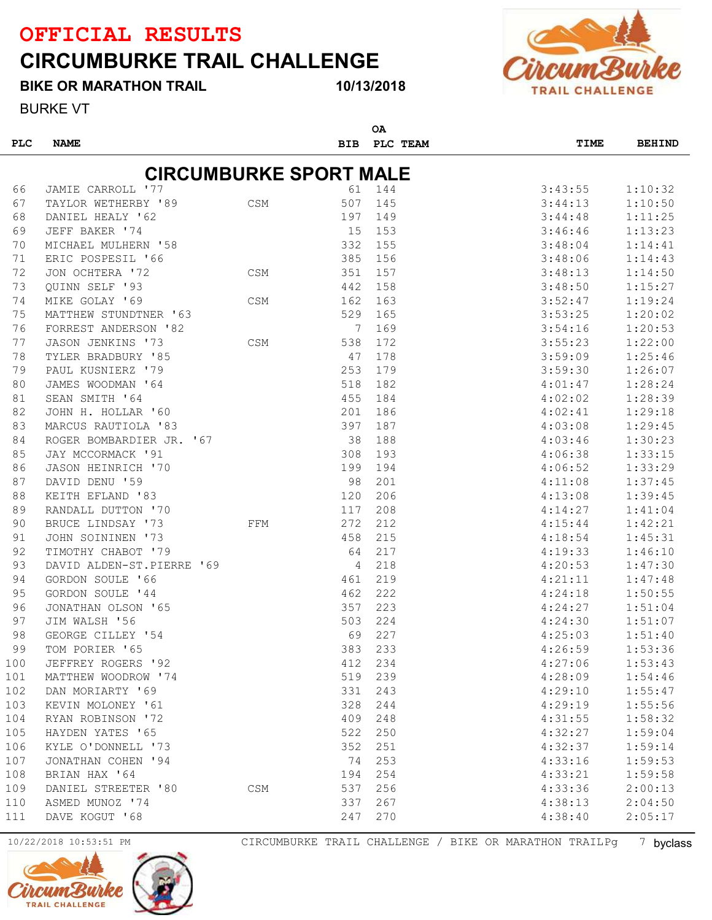# OFFICIAL RESULTS

## CIRCUMBURKE TRAIL CHALLENGE

**BIKE OR MARATHON TRAIL** **10/13/2018**

BURKE VT

## CIRCUMBURKE SPORT MALE

| PLC | NAME | | BIB | OA PLC | TEAM | TIME | BEHIND |
|---|---|---|---|---|---|---|---|
| 66 | JAMIE CARROLL '77 | | 61 | 144 | | 3:43:55 | 1:10:32 |
| 67 | TAYLOR WETHERBY '89 | CSM | 507 | 145 | | 3:44:13 | 1:10:50 |
| 68 | DANIEL HEALY '62 | | 197 | 149 | | 3:44:48 | 1:11:25 |
| 69 | JEFF BAKER '74 | | 15 | 153 | | 3:46:46 | 1:13:23 |
| 70 | MICHAEL MULHERN '58 | | 332 | 155 | | 3:48:04 | 1:14:41 |
| 71 | ERIC POSPESIL '66 | | 385 | 156 | | 3:48:06 | 1:14:43 |
| 72 | JON OCHTERA '72 | CSM | 351 | 157 | | 3:48:13 | 1:14:50 |
| 73 | QUINN SELF '93 | | 442 | 158 | | 3:48:50 | 1:15:27 |
| 74 | MIKE GOLAY '69 | CSM | 162 | 163 | | 3:52:47 | 1:19:24 |
| 75 | MATTHEW STUNDTNER '63 | | 529 | 165 | | 3:53:25 | 1:20:02 |
| 76 | FORREST ANDERSON '82 | | 7 | 169 | | 3:54:16 | 1:20:53 |
| 77 | JASON JENKINS '73 | CSM | 538 | 172 | | 3:55:23 | 1:22:00 |
| 78 | TYLER BRADBURY '85 | | 47 | 178 | | 3:59:09 | 1:25:46 |
| 79 | PAUL KUSNIERZ '79 | | 253 | 179 | | 3:59:30 | 1:26:07 |
| 80 | JAMES WOODMAN '64 | | 518 | 182 | | 4:01:47 | 1:28:24 |
| 81 | SEAN SMITH '64 | | 455 | 184 | | 4:02:02 | 1:28:39 |
| 82 | JOHN H. HOLLAR '60 | | 201 | 186 | | 4:02:41 | 1:29:18 |
| 83 | MARCUS RAUTIOLA '83 | | 397 | 187 | | 4:03:08 | 1:29:45 |
| 84 | ROGER BOMBARDIER JR. '67 | | 38 | 188 | | 4:03:46 | 1:30:23 |
| 85 | JAY MCCORMACK '91 | | 308 | 193 | | 4:06:38 | 1:33:15 |
| 86 | JASON HEINRICH '70 | | 199 | 194 | | 4:06:52 | 1:33:29 |
| 87 | DAVID DENU '59 | | 98 | 201 | | 4:11:08 | 1:37:45 |
| 88 | KEITH EFLAND '83 | | 120 | 206 | | 4:13:08 | 1:39:45 |
| 89 | RANDALL DUTTON '70 | | 117 | 208 | | 4:14:27 | 1:41:04 |
| 90 | BRUCE LINDSAY '73 | FFM | 272 | 212 | | 4:15:44 | 1:42:21 |
| 91 | JOHN SOININEN '73 | | 458 | 215 | | 4:18:54 | 1:45:31 |
| 92 | TIMOTHY CHABOT '79 | | 64 | 217 | | 4:19:33 | 1:46:10 |
| 93 | DAVID ALDEN-ST.PIERRE '69 | | 4 | 218 | | 4:20:53 | 1:47:30 |
| 94 | GORDON SOULE '66 | | 461 | 219 | | 4:21:11 | 1:47:48 |
| 95 | GORDON SOULE '44 | | 462 | 222 | | 4:24:18 | 1:50:55 |
| 96 | JONATHAN OLSON '65 | | 357 | 223 | | 4:24:27 | 1:51:04 |
| 97 | JIM WALSH '56 | | 503 | 224 | | 4:24:30 | 1:51:07 |
| 98 | GEORGE CILLEY '54 | | 69 | 227 | | 4:25:03 | 1:51:40 |
| 99 | TOM PORIER '65 | | 383 | 233 | | 4:26:59 | 1:53:36 |
| 100 | JEFFREY ROGERS '92 | | 412 | 234 | | 4:27:06 | 1:53:43 |
| 101 | MATTHEW WOODROW '74 | | 519 | 239 | | 4:28:09 | 1:54:46 |
| 102 | DAN MORIARTY '69 | | 331 | 243 | | 4:29:10 | 1:55:47 |
| 103 | KEVIN MOLONEY '61 | | 328 | 244 | | 4:29:19 | 1:55:56 |
| 104 | RYAN ROBINSON '72 | | 409 | 248 | | 4:31:55 | 1:58:32 |
| 105 | HAYDEN YATES '65 | | 522 | 250 | | 4:32:27 | 1:59:04 |
| 106 | KYLE O'DONNELL '73 | | 352 | 251 | | 4:32:37 | 1:59:14 |
| 107 | JONATHAN COHEN '94 | | 74 | 253 | | 4:33:16 | 1:59:53 |
| 108 | BRIAN HAX '64 | | 194 | 254 | | 4:33:21 | 1:59:58 |
| 109 | DANIEL STREETER '80 | CSM | 537 | 256 | | 4:33:36 | 2:00:13 |
| 110 | ASMED MUNOZ '74 | | 337 | 267 | | 4:38:13 | 2:04:50 |
| 111 | DAVE KOGUT '68 | | 247 | 270 | | 4:38:40 | 2:05:17 |

10/22/2018 10:53:51 PM CIRCUMBURKE TRAIL CHALLENGE / BIKE OR MARATHON TRAIL byclass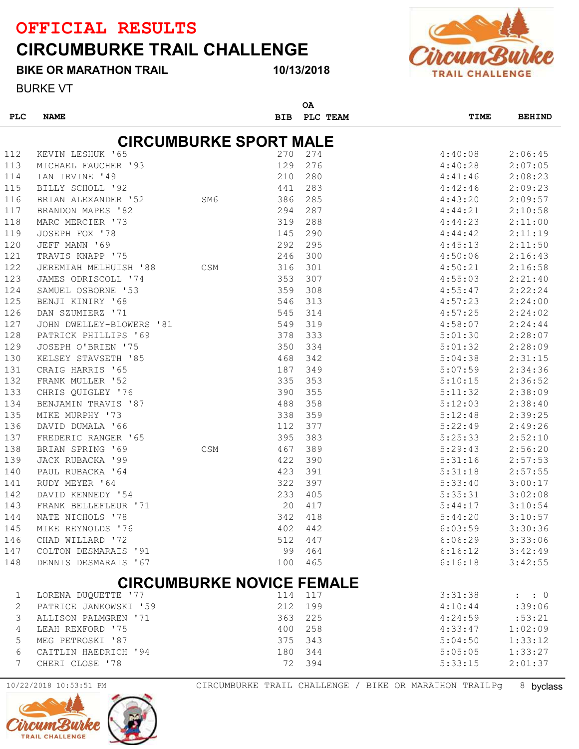# OFFICIAL RESULTS

## CIRCUMBURKE TRAIL CHALLENGE

**BIKE OR MARATHON TRAIL** **10/13/2018**

BURKE VT

### CIRCUMBURKE SPORT MALE

| PLC | NAME | | BIB | OA PLC | TEAM | TIME | BEHIND |
|---|---|---|---|---|---|---|---|
| 112 | KEVIN LESHUK '65 | | 270 | 274 | | 4:40:08 | 2:06:45 |
| 113 | MICHAEL FAUCHER '93 | | 129 | 276 | | 4:40:28 | 2:07:05 |
| 114 | IAN IRVINE '49 | | 210 | 280 | | 4:41:46 | 2:08:23 |
| 115 | BILLY SCHOLL '92 | | 441 | 283 | | 4:42:46 | 2:09:23 |
| 116 | BRIAN ALEXANDER '52 | SM6 | 386 | 285 | | 4:43:20 | 2:09:57 |
| 117 | BRANDON MAPES '82 | | 294 | 287 | | 4:44:21 | 2:10:58 |
| 118 | MARC MERCIER '73 | | 319 | 288 | | 4:44:23 | 2:11:00 |
| 119 | JOSEPH FOX '78 | | 145 | 290 | | 4:44:42 | 2:11:19 |
| 120 | JEFF MANN '69 | | 292 | 295 | | 4:45:13 | 2:11:50 |
| 121 | TRAVIS KNAPP '75 | | 246 | 300 | | 4:50:06 | 2:16:43 |
| 122 | JEREMIAH MELHUISH '88 | CSM | 316 | 301 | | 4:50:21 | 2:16:58 |
| 123 | JAMES ODRISCOLL '74 | | 353 | 307 | | 4:55:03 | 2:21:40 |
| 124 | SAMUEL OSBORNE '53 | | 359 | 308 | | 4:55:47 | 2:22:24 |
| 125 | BENJI KINIRY '68 | | 546 | 313 | | 4:57:23 | 2:24:00 |
| 126 | DAN SZUMIERZ '71 | | 545 | 314 | | 4:57:25 | 2:24:02 |
| 127 | JOHN DWELLEY-BLOWERS '81 | | 549 | 319 | | 4:58:07 | 2:24:44 |
| 128 | PATRICK PHILLIPS '69 | | 378 | 333 | | 5:01:30 | 2:28:07 |
| 129 | JOSEPH O'BRIEN '75 | | 350 | 334 | | 5:01:32 | 2:28:09 |
| 130 | KELSEY STAVSETH '85 | | 468 | 342 | | 5:04:38 | 2:31:15 |
| 131 | CRAIG HARRIS '65 | | 187 | 349 | | 5:07:59 | 2:34:36 |
| 132 | FRANK MULLER '52 | | 335 | 353 | | 5:10:15 | 2:36:52 |
| 133 | CHRIS QUIGLEY '76 | | 390 | 355 | | 5:11:32 | 2:38:09 |
| 134 | BENJAMIN TRAVIS '87 | | 488 | 358 | | 5:12:03 | 2:38:40 |
| 135 | MIKE MURPHY '73 | | 338 | 359 | | 5:12:48 | 2:39:25 |
| 136 | DAVID DUMALA '66 | | 112 | 377 | | 5:22:49 | 2:49:26 |
| 137 | FREDERIC RANGER '65 | | 395 | 383 | | 5:25:33 | 2:52:10 |
| 138 | BRIAN SPRING '69 | CSM | 467 | 389 | | 5:29:43 | 2:56:20 |
| 139 | JACK RUBACKA '99 | | 422 | 390 | | 5:31:16 | 2:57:53 |
| 140 | PAUL RUBACKA '64 | | 423 | 391 | | 5:31:18 | 2:57:55 |
| 141 | RUDY MEYER '64 | | 322 | 397 | | 5:33:40 | 3:00:17 |
| 142 | DAVID KENNEDY '54 | | 233 | 405 | | 5:35:31 | 3:02:08 |
| 143 | FRANK BELLEFLEUR '71 | | 20 | 417 | | 5:44:17 | 3:10:54 |
| 144 | NATE NICHOLS '78 | | 342 | 418 | | 5:44:20 | 3:10:57 |
| 145 | MIKE REYNOLDS '76 | | 402 | 442 | | 6:03:59 | 3:30:36 |
| 146 | CHAD WILLARD '72 | | 512 | 447 | | 6:06:29 | 3:33:06 |
| 147 | COLTON DESMARAIS '91 | | 99 | 464 | | 6:16:12 | 3:42:49 |
| 148 | DENNIS DESMARAIS '67 | | 100 | 465 | | 6:16:18 | 3:42:55 |

### CIRCUMBURKE NOVICE FEMALE

| PLC | NAME | | BIB | OA PLC | TEAM | TIME | BEHIND |
|---|---|---|---|---|---|---|---|
| 1 | LORENA DUQUETTE '77 | | 114 | 117 | | 3:31:38 | : : 0 |
| 2 | PATRICE JANKOWSKI '59 | | 212 | 199 | | 4:10:44 | :39:06 |
| 3 | ALLISON PALMGREN '71 | | 363 | 225 | | 4:24:59 | :53:21 |
| 4 | LEAH REXFORD '75 | | 400 | 258 | | 4:33:47 | 1:02:09 |
| 5 | MEG PETROSKI '87 | | 375 | 343 | | 5:04:50 | 1:33:12 |
| 6 | CAITLIN HAEDRICH '94 | | 180 | 344 | | 5:05:05 | 1:33:27 |
| 7 | CHERI CLOSE '78 | | 72 | 394 | | 5:33:15 | 2:01:37 |

10/22/2018 10:53:51 PM CIRCUMBURKE TRAIL CHALLENGE / BIKE OR MARATHON TRAIL byclass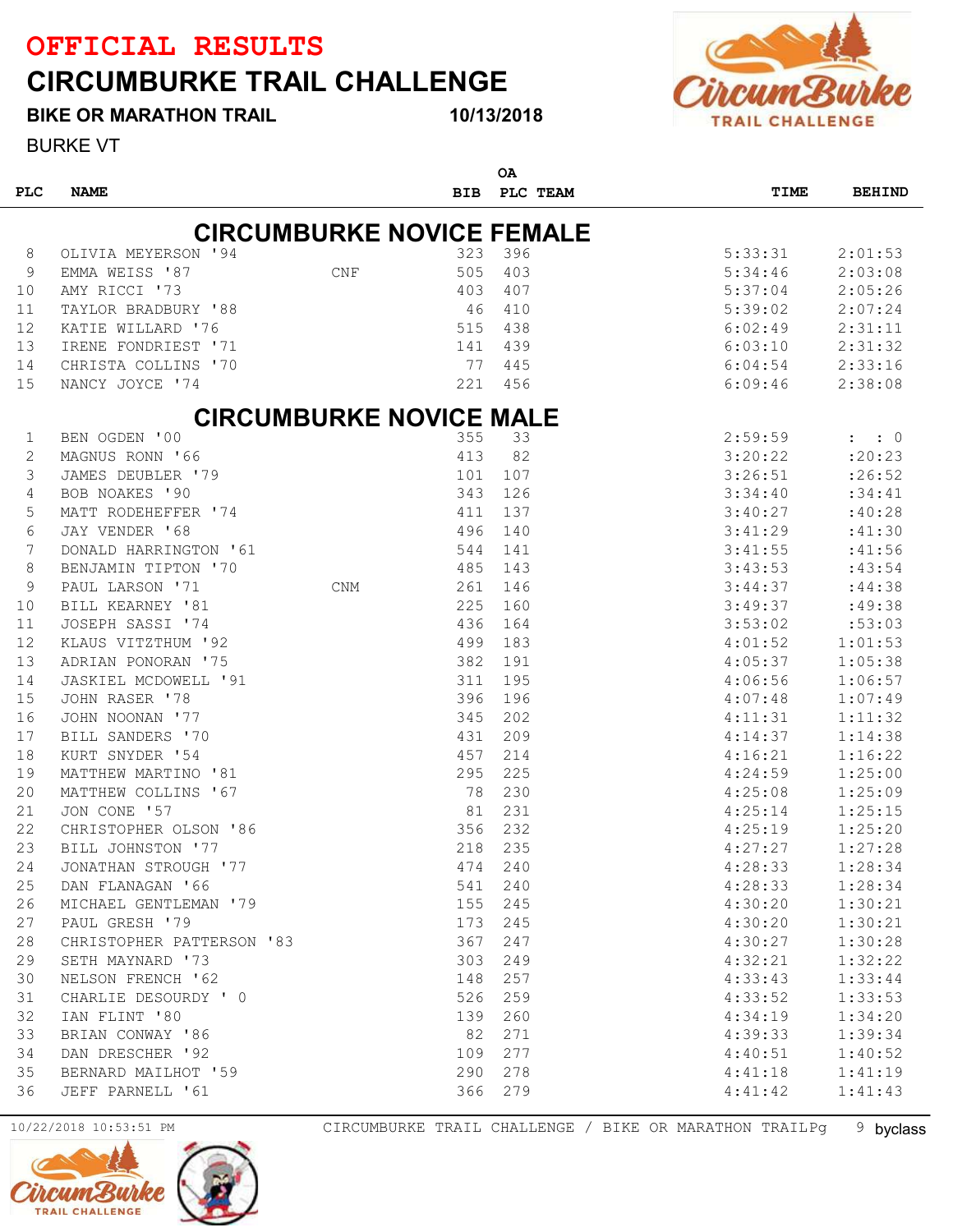# OFFICIAL RESULTS

# CIRCUMBURKE TRAIL CHALLENGE

**BIKE OR MARATHON TRAIL** **10/13/2018**

BURKE VT

## CIRCUMBURKE NOVICE FEMALE

| PLC | NAME | | BIB | OA PLC | TEAM | TIME | BEHIND |
|---|---|---|---|---|---|---|---|
| 8 | OLIVIA MEYERSON '94 | | 323 | 396 | | 5:33:31 | 2:01:53 |
| 9 | EMMA WEISS '87 | CNF | 505 | 403 | | 5:34:46 | 2:03:08 |
| 10 | AMY RICCI '73 | | 403 | 407 | | 5:37:04 | 2:05:26 |
| 11 | TAYLOR BRADBURY '88 | | 46 | 410 | | 5:39:02 | 2:07:24 |
| 12 | KATIE WILLARD '76 | | 515 | 438 | | 6:02:49 | 2:31:11 |
| 13 | IRENE FONDRIEST '71 | | 141 | 439 | | 6:03:10 | 2:31:32 |
| 14 | CHRISTA COLLINS '70 | | 77 | 445 | | 6:04:54 | 2:33:16 |
| 15 | NANCY JOYCE '74 | | 221 | 456 | | 6:09:46 | 2:38:08 |

## CIRCUMBURKE NOVICE MALE

| PLC | NAME | | BIB | OA PLC | TEAM | TIME | BEHIND |
|---|---|---|---|---|---|---|---|
| 1 | BEN OGDEN '00 | | 355 | 33 | | 2:59:59 | : : 0 |
| 2 | MAGNUS RONN '66 | | 413 | 82 | | 3:20:22 | :20:23 |
| 3 | JAMES DEUBLER '79 | | 101 | 107 | | 3:26:51 | :26:52 |
| 4 | BOB NOAKES '90 | | 343 | 126 | | 3:34:40 | :34:41 |
| 5 | MATT RODEHEFFER '74 | | 411 | 137 | | 3:40:27 | :40:28 |
| 6 | JAY VENDER '68 | | 496 | 140 | | 3:41:29 | :41:30 |
| 7 | DONALD HARRINGTON '61 | | 544 | 141 | | 3:41:55 | :41:56 |
| 8 | BENJAMIN TIPTON '70 | | 485 | 143 | | 3:43:53 | :43:54 |
| 9 | PAUL LARSON '71 | CNM | 261 | 146 | | 3:44:37 | :44:38 |
| 10 | BILL KEARNEY '81 | | 225 | 160 | | 3:49:37 | :49:38 |
| 11 | JOSEPH SASSI '74 | | 436 | 164 | | 3:53:02 | :53:03 |
| 12 | KLAUS VITZTHUM '92 | | 499 | 183 | | 4:01:52 | 1:01:53 |
| 13 | ADRIAN PONORAN '75 | | 382 | 191 | | 4:05:37 | 1:05:38 |
| 14 | JASKIEL MCDOWELL '91 | | 311 | 195 | | 4:06:56 | 1:06:57 |
| 15 | JOHN RASER '78 | | 396 | 196 | | 4:07:48 | 1:07:49 |
| 16 | JOHN NOONAN '77 | | 345 | 202 | | 4:11:31 | 1:11:32 |
| 17 | BILL SANDERS '70 | | 431 | 209 | | 4:14:37 | 1:14:38 |
| 18 | KURT SNYDER '54 | | 457 | 214 | | 4:16:21 | 1:16:22 |
| 19 | MATTHEW MARTINO '81 | | 295 | 225 | | 4:24:59 | 1:25:00 |
| 20 | MATTHEW COLLINS '67 | | 78 | 230 | | 4:25:08 | 1:25:09 |
| 21 | JON CONE '57 | | 81 | 231 | | 4:25:14 | 1:25:15 |
| 22 | CHRISTOPHER OLSON '86 | | 356 | 232 | | 4:25:19 | 1:25:20 |
| 23 | BILL JOHNSTON '77 | | 218 | 235 | | 4:27:27 | 1:27:28 |
| 24 | JONATHAN STROUGH '77 | | 474 | 240 | | 4:28:33 | 1:28:34 |
| 25 | DAN FLANAGAN '66 | | 541 | 240 | | 4:28:33 | 1:28:34 |
| 26 | MICHAEL GENTLEMAN '79 | | 155 | 245 | | 4:30:20 | 1:30:21 |
| 27 | PAUL GRESH '79 | | 173 | 245 | | 4:30:20 | 1:30:21 |
| 28 | CHRISTOPHER PATTERSON '83 | | 367 | 247 | | 4:30:27 | 1:30:28 |
| 29 | SETH MAYNARD '73 | | 303 | 249 | | 4:32:21 | 1:32:22 |
| 30 | NELSON FRENCH '62 | | 148 | 257 | | 4:33:43 | 1:33:44 |
| 31 | CHARLIE DESOURDY ' 0 | | 526 | 259 | | 4:33:52 | 1:33:53 |
| 32 | IAN FLINT '80 | | 139 | 260 | | 4:34:19 | 1:34:20 |
| 33 | BRIAN CONWAY '86 | | 82 | 271 | | 4:39:33 | 1:39:34 |
| 34 | DAN DRESCHER '92 | | 109 | 277 | | 4:40:51 | 1:40:52 |
| 35 | BERNARD MAILHOT '59 | | 290 | 278 | | 4:41:18 | 1:41:19 |
| 36 | JEFF PARNELL '61 | | 366 | 279 | | 4:41:42 | 1:41:43 |

10/22/2018 10:53:51 PM CIRCUMBURKE TRAIL CHALLENGE / BIKE OR MARATHON TRAIL byclass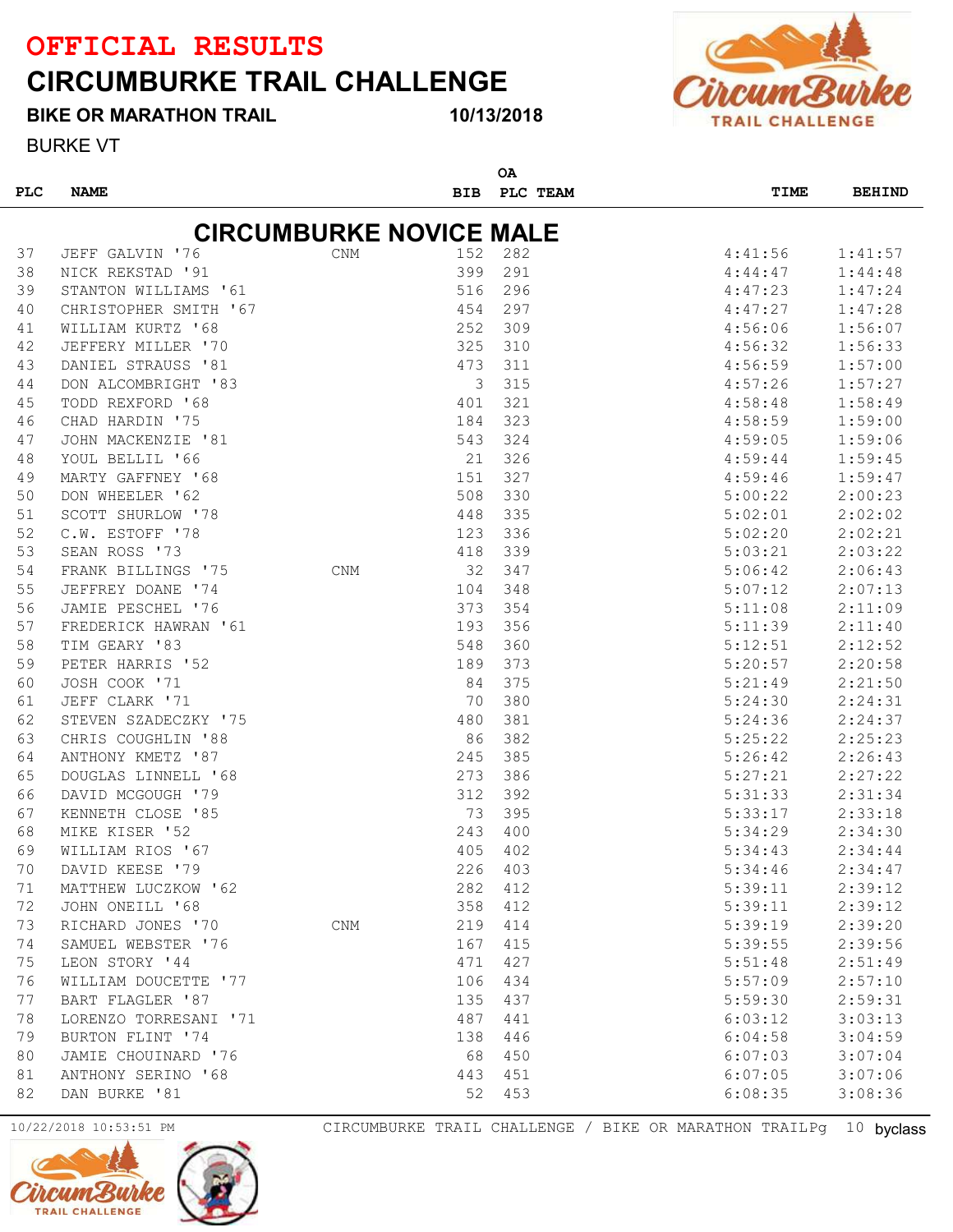# OFFICIAL RESULTS

# CIRCUMBURKE TRAIL CHALLENGE

**BIKE OR MARATHON TRAIL** **10/13/2018**

BURKE VT

## CIRCUMBURKE NOVICE MALE

| PLC | NAME | | BIB | OA PLC | TEAM | TIME | BEHIND |
|---|---|---|---|---|---|---|---|
| 37 | JEFF GALVIN '76 | CNM | 152 | 282 | | 4:41:56 | 1:41:57 |
| 38 | NICK REKSTAD '91 | | 399 | 291 | | 4:44:47 | 1:44:48 |
| 39 | STANTON WILLIAMS '61 | | 516 | 296 | | 4:47:23 | 1:47:24 |
| 40 | CHRISTOPHER SMITH '67 | | 454 | 297 | | 4:47:27 | 1:47:28 |
| 41 | WILLIAM KURTZ '68 | | 252 | 309 | | 4:56:06 | 1:56:07 |
| 42 | JEFFERY MILLER '70 | | 325 | 310 | | 4:56:32 | 1:56:33 |
| 43 | DANIEL STRAUSS '81 | | 473 | 311 | | 4:56:59 | 1:57:00 |
| 44 | DON ALCOMBRIGHT '83 | | 3 | 315 | | 4:57:26 | 1:57:27 |
| 45 | TODD REXFORD '68 | | 401 | 321 | | 4:58:48 | 1:58:49 |
| 46 | CHAD HARDIN '75 | | 184 | 323 | | 4:58:59 | 1:59:00 |
| 47 | JOHN MACKENZIE '81 | | 543 | 324 | | 4:59:05 | 1:59:06 |
| 48 | YOUL BELLIL '66 | | 21 | 326 | | 4:59:44 | 1:59:45 |
| 49 | MARTY GAFFNEY '68 | | 151 | 327 | | 4:59:46 | 1:59:47 |
| 50 | DON WHEELER '62 | | 508 | 330 | | 5:00:22 | 2:00:23 |
| 51 | SCOTT SHURLOW '78 | | 448 | 335 | | 5:02:01 | 2:02:02 |
| 52 | C.W. ESTOFF '78 | | 123 | 336 | | 5:02:20 | 2:02:21 |
| 53 | SEAN ROSS '73 | | 418 | 339 | | 5:03:21 | 2:03:22 |
| 54 | FRANK BILLINGS '75 | CNM | 32 | 347 | | 5:06:42 | 2:06:43 |
| 55 | JEFFREY DOANE '74 | | 104 | 348 | | 5:07:12 | 2:07:13 |
| 56 | JAMIE PESCHEL '76 | | 373 | 354 | | 5:11:08 | 2:11:09 |
| 57 | FREDERICK HAWRAN '61 | | 193 | 356 | | 5:11:39 | 2:11:40 |
| 58 | TIM GEARY '83 | | 548 | 360 | | 5:12:51 | 2:12:52 |
| 59 | PETER HARRIS '52 | | 189 | 373 | | 5:20:57 | 2:20:58 |
| 60 | JOSH COOK '71 | | 84 | 375 | | 5:21:49 | 2:21:50 |
| 61 | JEFF CLARK '71 | | 70 | 380 | | 5:24:30 | 2:24:31 |
| 62 | STEVEN SZADECZKY '75 | | 480 | 381 | | 5:24:36 | 2:24:37 |
| 63 | CHRIS COUGHLIN '88 | | 86 | 382 | | 5:25:22 | 2:25:23 |
| 64 | ANTHONY KMETZ '87 | | 245 | 385 | | 5:26:42 | 2:26:43 |
| 65 | DOUGLAS LINNELL '68 | | 273 | 386 | | 5:27:21 | 2:27:22 |
| 66 | DAVID MCGOUGH '79 | | 312 | 392 | | 5:31:33 | 2:31:34 |
| 67 | KENNETH CLOSE '85 | | 73 | 395 | | 5:33:17 | 2:33:18 |
| 68 | MIKE KISER '52 | | 243 | 400 | | 5:34:29 | 2:34:30 |
| 69 | WILLIAM RIOS '67 | | 405 | 402 | | 5:34:43 | 2:34:44 |
| 70 | DAVID KEESE '79 | | 226 | 403 | | 5:34:46 | 2:34:47 |
| 71 | MATTHEW LUCZKOW '62 | | 282 | 412 | | 5:39:11 | 2:39:12 |
| 72 | JOHN ONEILL '68 | | 358 | 412 | | 5:39:11 | 2:39:12 |
| 73 | RICHARD JONES '70 | CNM | 219 | 414 | | 5:39:19 | 2:39:20 |
| 74 | SAMUEL WEBSTER '76 | | 167 | 415 | | 5:39:55 | 2:39:56 |
| 75 | LEON STORY '44 | | 471 | 427 | | 5:51:48 | 2:51:49 |
| 76 | WILLIAM DOUCETTE '77 | | 106 | 434 | | 5:57:09 | 2:57:10 |
| 77 | BART FLAGLER '87 | | 135 | 437 | | 5:59:30 | 2:59:31 |
| 78 | LORENZO TORRESANI '71 | | 487 | 441 | | 6:03:12 | 3:03:13 |
| 79 | BURTON FLINT '74 | | 138 | 446 | | 6:04:58 | 3:04:59 |
| 80 | JAMIE CHOUINARD '76 | | 68 | 450 | | 6:07:03 | 3:07:04 |
| 81 | ANTHONY SERINO '68 | | 443 | 451 | | 6:07:05 | 3:07:06 |
| 82 | DAN BURKE '81 | | 52 | 453 | | 6:08:35 | 3:08:36 |

10/22/2018 10:53:51 PM CIRCUMBURKE TRAIL CHALLENGE / BIKE OR MARATHON TRAIL byclass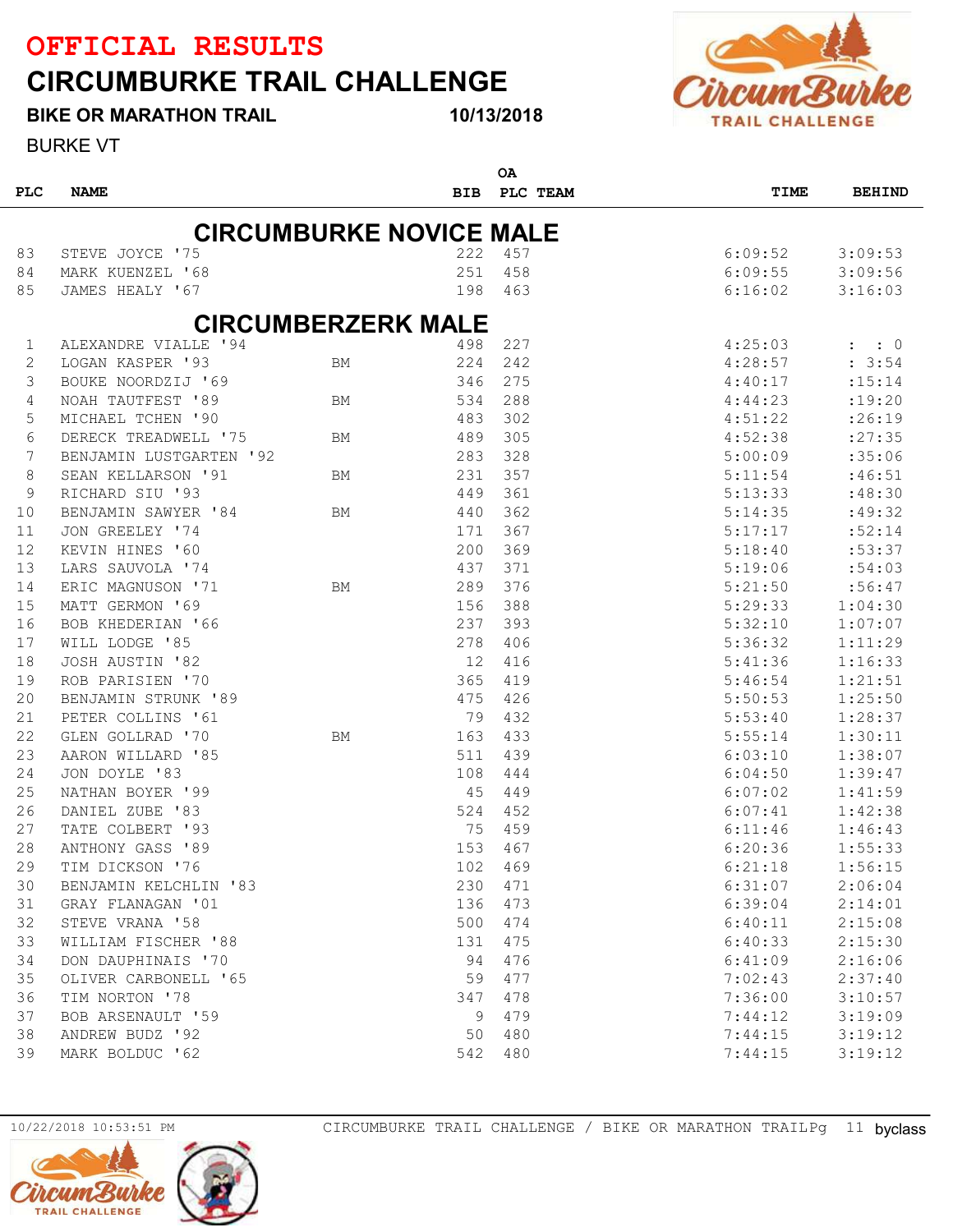# OFFICIAL RESULTS

# CIRCUMBURKE TRAIL CHALLENGE

**BIKE OR MARATHON TRAIL** **10/13/2018**

BURKE VT

## CIRCUMBURKE NOVICE MALE

| PLC | NAME | | BIB | OA PLC | TEAM | TIME | BEHIND |
|---|---|---|---|---|---|---|---|
| 83 | STEVE JOYCE '75 | | 222 | 457 | | 6:09:52 | 3:09:53 |
| 84 | MARK KUENZEL '68 | | 251 | 458 | | 6:09:55 | 3:09:56 |
| 85 | JAMES HEALY '67 | | 198 | 463 | | 6:16:02 | 3:16:03 |

## CIRCUMBERZERK MALE

| PLC | NAME | | BIB | OA PLC | TEAM | TIME | BEHIND |
|---|---|---|---|---|---|---|---|
| 1 | ALEXANDRE VIALLE '94 | | 498 | 227 | | 4:25:03 | : : 0 |
| 2 | LOGAN KASPER '93 | BM | 224 | 242 | | 4:28:57 | : 3:54 |
| 3 | BOUKE NOORDZIJ '69 | | 346 | 275 | | 4:40:17 | :15:14 |
| 4 | NOAH TAUTFEST '89 | BM | 534 | 288 | | 4:44:23 | :19:20 |
| 5 | MICHAEL TCHEN '90 | | 483 | 302 | | 4:51:22 | :26:19 |
| 6 | DERECK TREADWELL '75 | BM | 489 | 305 | | 4:52:38 | :27:35 |
| 7 | BENJAMIN LUSTGARTEN '92 | | 283 | 328 | | 5:00:09 | :35:06 |
| 8 | SEAN KELLARSON '91 | BM | 231 | 357 | | 5:11:54 | :46:51 |
| 9 | RICHARD SIU '93 | | 449 | 361 | | 5:13:33 | :48:30 |
| 10 | BENJAMIN SAWYER '84 | BM | 440 | 362 | | 5:14:35 | :49:32 |
| 11 | JON GREELEY '74 | | 171 | 367 | | 5:17:17 | :52:14 |
| 12 | KEVIN HINES '60 | | 200 | 369 | | 5:18:40 | :53:37 |
| 13 | LARS SAUVOLA '74 | | 437 | 371 | | 5:19:06 | :54:03 |
| 14 | ERIC MAGNUSON '71 | BM | 289 | 376 | | 5:21:50 | :56:47 |
| 15 | MATT GERMON '69 | | 156 | 388 | | 5:29:33 | 1:04:30 |
| 16 | BOB KHEDERIAN '66 | | 237 | 393 | | 5:32:10 | 1:07:07 |
| 17 | WILL LODGE '85 | | 278 | 406 | | 5:36:32 | 1:11:29 |
| 18 | JOSH AUSTIN '82 | | 12 | 416 | | 5:41:36 | 1:16:33 |
| 19 | ROB PARISIEN '70 | | 365 | 419 | | 5:46:54 | 1:21:51 |
| 20 | BENJAMIN STRUNK '89 | | 475 | 426 | | 5:50:53 | 1:25:50 |
| 21 | PETER COLLINS '61 | | 79 | 432 | | 5:53:40 | 1:28:37 |
| 22 | GLEN GOLLRAD '70 | BM | 163 | 433 | | 5:55:14 | 1:30:11 |
| 23 | AARON WILLARD '85 | | 511 | 439 | | 6:03:10 | 1:38:07 |
| 24 | JON DOYLE '83 | | 108 | 444 | | 6:04:50 | 1:39:47 |
| 25 | NATHAN BOYER '99 | | 45 | 449 | | 6:07:02 | 1:41:59 |
| 26 | DANIEL ZUBE '83 | | 524 | 452 | | 6:07:41 | 1:42:38 |
| 27 | TATE COLBERT '93 | | 75 | 459 | | 6:11:46 | 1:46:43 |
| 28 | ANTHONY GASS '89 | | 153 | 467 | | 6:20:36 | 1:55:33 |
| 29 | TIM DICKSON '76 | | 102 | 469 | | 6:21:18 | 1:56:15 |
| 30 | BENJAMIN KELCHLIN '83 | | 230 | 471 | | 6:31:07 | 2:06:04 |
| 31 | GRAY FLANAGAN '01 | | 136 | 473 | | 6:39:04 | 2:14:01 |
| 32 | STEVE VRANA '58 | | 500 | 474 | | 6:40:11 | 2:15:08 |
| 33 | WILLIAM FISCHER '88 | | 131 | 475 | | 6:40:33 | 2:15:30 |
| 34 | DON DAUPHINAIS '70 | | 94 | 476 | | 6:41:09 | 2:16:06 |
| 35 | OLIVER CARBONELL '65 | | 59 | 477 | | 7:02:43 | 2:37:40 |
| 36 | TIM NORTON '78 | | 347 | 478 | | 7:36:00 | 3:10:57 |
| 37 | BOB ARSENAULT '59 | | 9 | 479 | | 7:44:12 | 3:19:09 |
| 38 | ANDREW BUDZ '92 | | 50 | 480 | | 7:44:15 | 3:19:12 |
| 39 | MARK BOLDUC '62 | | 542 | 480 | | 7:44:15 | 3:19:12 |

10/22/2018 10:53:51 PM CIRCUMBURKE TRAIL CHALLENGE / BIKE OR MARATHON TRAIL byclass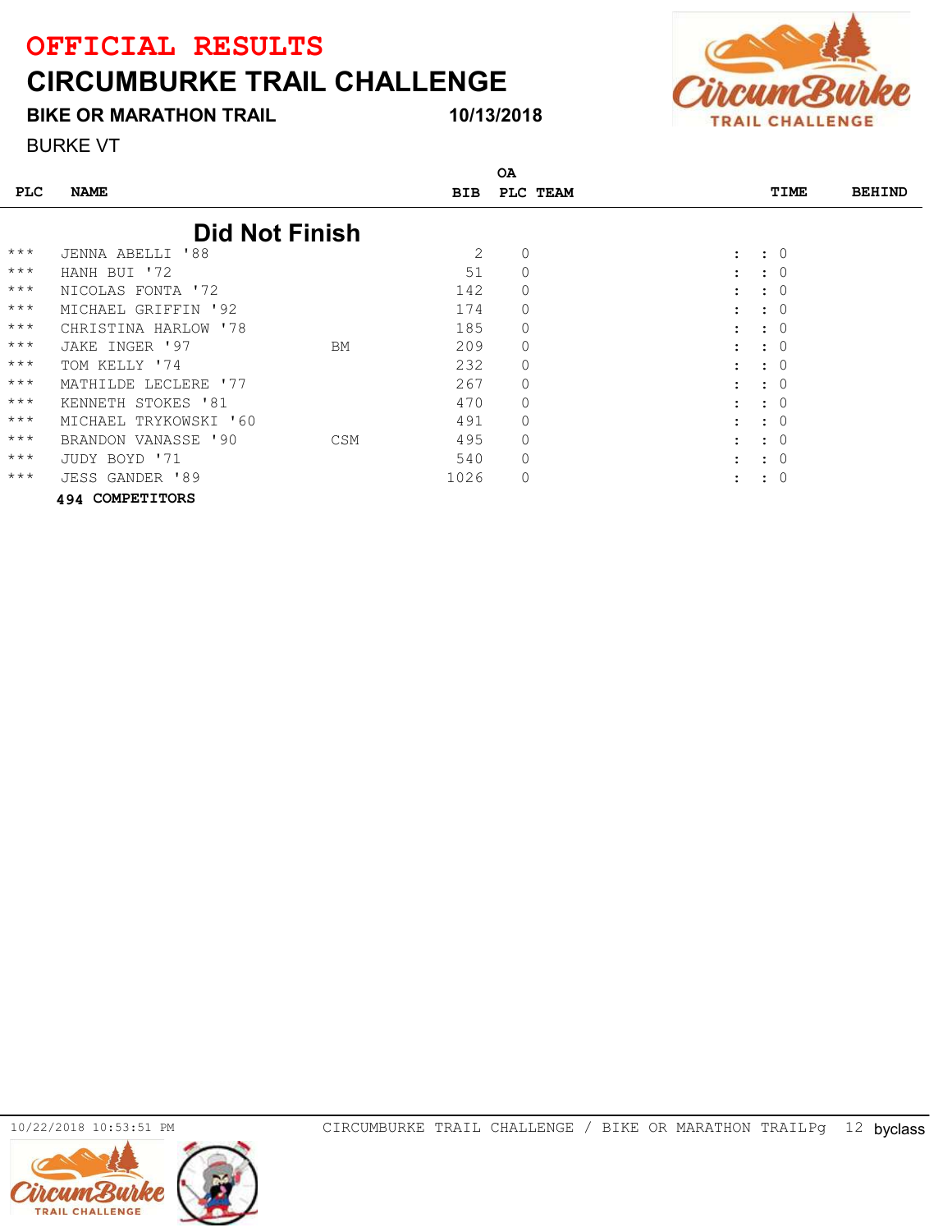# OFFICIAL RESULTS

## CIRCUMBURKE TRAIL CHALLENGE

**BIKE OR MARATHON TRAIL** **10/13/2018**

BURKE VT

### Did Not Finish

| PLC | NAME | | BIB | OA PLC | TEAM | TIME | BEHIND |
|---|---|---|---|---|---|---|---|
| *** | JENNA ABELLI '88 | | 2 | 0 | | : : 0 | |
| *** | HANH BUI '72 | | 51 | 0 | | : : 0 | |
| *** | NICOLAS FONTA '72 | | 142 | 0 | | : : 0 | |
| *** | MICHAEL GRIFFIN '92 | | 174 | 0 | | : : 0 | |
| *** | CHRISTINA HARLOW '78 | | 185 | 0 | | : : 0 | |
| *** | JAKE INGER '97 | BM | 209 | 0 | | : : 0 | |
| *** | TOM KELLY '74 | | 232 | 0 | | : : 0 | |
| *** | MATHILDE LECLERE '77 | | 267 | 0 | | : : 0 | |
| *** | KENNETH STOKES '81 | | 470 | 0 | | : : 0 | |
| *** | MICHAEL TRYKOWSKI '60 | | 491 | 0 | | : : 0 | |
| *** | BRANDON VANASSE '90 | CSM | 495 | 0 | | : : 0 | |
| *** | JUDY BOYD '71 | | 540 | 0 | | : : 0 | |
| *** | JESS GANDER '89 | | 1026 | 0 | | : : 0 | |

**494 COMPETITORS**